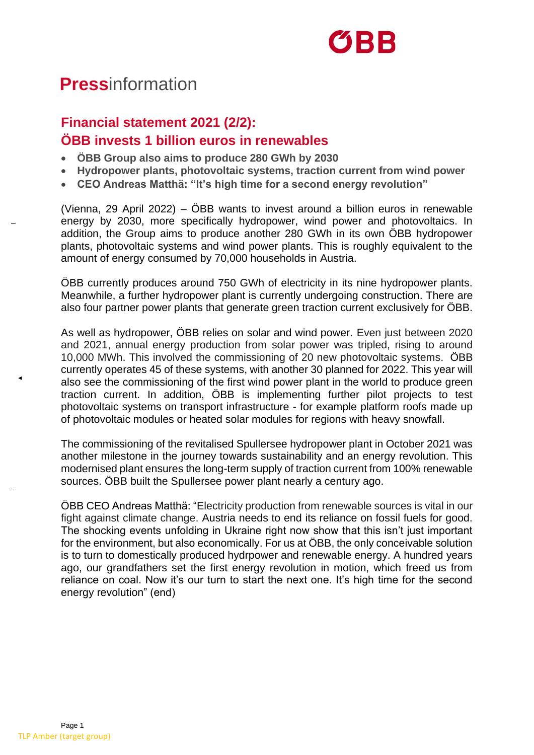**Press**information

## Financial statement 2021 (2/2): ÖBB invests 1 billion euros in renewables

- **ÖBB Group also aims to produce 280 GWh by 2030**
- **Hydropower plants, photovoltaic systems, traction current from wind power**
- **CEO Andreas Matthä: "It's high time for a second energy revolution"**

(Vienna, 29 April 2022) – ÖBB wants to invest around a billion euros in renewable energy by 2030, more specifically hydropower, wind power and photovoltaics. In addition, the Group aims to produce another 280 GWh in its own ÖBB hydropower plants, photovoltaic systems and wind power plants. This is roughly equivalent to the amount of energy consumed by 70,000 households in Austria.

ÖBB currently produces around 750 GWh of electricity in its nine hydropower plants. Meanwhile, a further hydropower plant is currently undergoing construction. There are also four partner power plants that generate green traction current exclusively for ÖBB.

As well as hydropower, ÖBB relies on solar and wind power. Even just between 2020 and 2021, annual energy production from solar power was tripled, rising to around 10,000 MWh. This involved the commissioning of 20 new photovoltaic systems. ÖBB currently operates 45 of these systems, with another 30 planned for 2022. This year will also see the commissioning of the first wind power plant in the world to produce green traction current. In addition, ÖBB is implementing further pilot projects to test photovoltaic systems on transport infrastructure - for example platform roofs made up of photovoltaic modules or heated solar modules for regions with heavy snowfall.

The commissioning of the revitalised Spullersee hydropower plant in October 2021 was another milestone in the journey towards sustainability and an energy revolution. This modernised plant ensures the long-term supply of traction current from 100% renewable sources. ÖBB built the Spullersee power plant nearly a century ago.

ÖBB CEO Andreas Matthä: "Electricity production from renewable sources is vital in our fight against climate change. Austria needs to end its reliance on fossil fuels for good. The shocking events unfolding in Ukraine right now show that this isn't just important for the environment, but also economically. For us at ÖBB, the only conceivable solution is to turn to domestically produced hydrpower and renewable energy. A hundred years ago, our grandfathers set the first energy revolution in motion, which freed us from reliance on coal. Now it's our turn to start the next one. It's high time for the second energy revolution" (end)

TLP Amber (target group)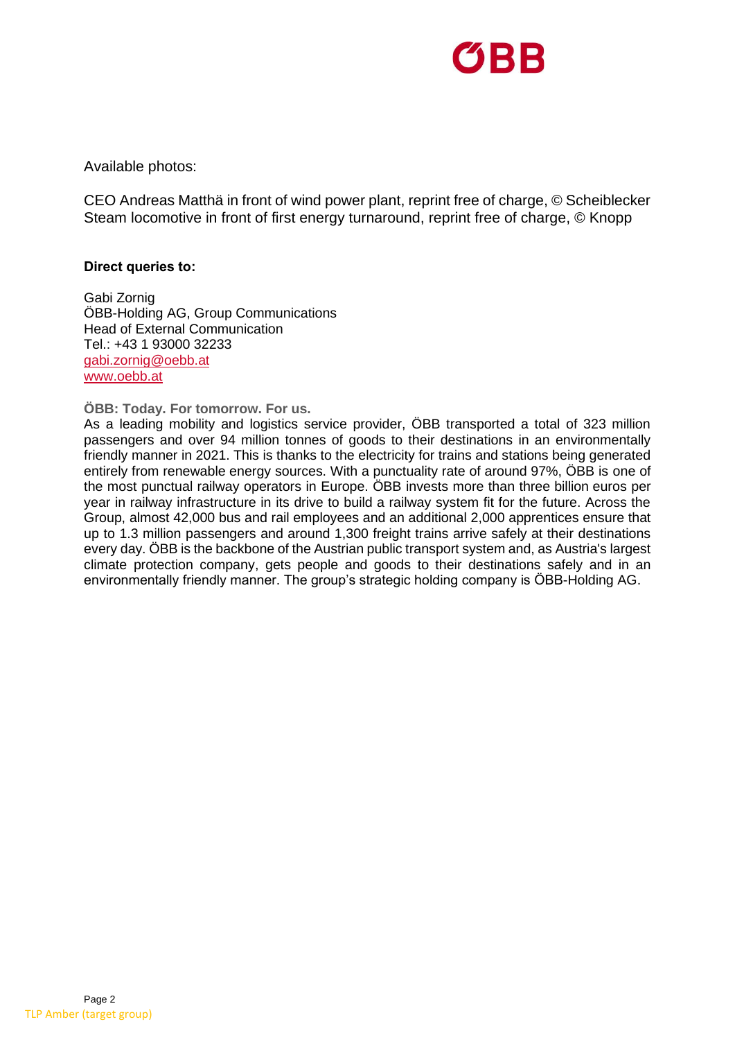Available photos:

CEO Andreas Matthä in front of wind power plant, reprint free of charge, © Scheiblecker
Steam locomotive in front of first energy turnaround, reprint free of charge, © Knopp

**Direct queries to:**

Gabi Zornig
ÖBB-Holding AG, Group Communications
Head of External Communication
Tel.: +43 1 93000 32233
gabi.zornig@oebb.at
www.oebb.at

**ÖBB: Today. For tomorrow. For us.**

As a leading mobility and logistics service provider, ÖBB transported a total of 323 million passengers and over 94 million tonnes of goods to their destinations in an environmentally friendly manner in 2021. This is thanks to the electricity for trains and stations being generated entirely from renewable energy sources. With a punctuality rate of around 97%, ÖBB is one of the most punctual railway operators in Europe. ÖBB invests more than three billion euros per year in railway infrastructure in its drive to build a railway system fit for the future. Across the Group, almost 42,000 bus and rail employees and an additional 2,000 apprentices ensure that up to 1.3 million passengers and around 1,300 freight trains arrive safely at their destinations every day. ÖBB is the backbone of the Austrian public transport system and, as Austria's largest climate protection company, gets people and goods to their destinations safely and in an environmentally friendly manner. The group's strategic holding company is ÖBB-Holding AG.